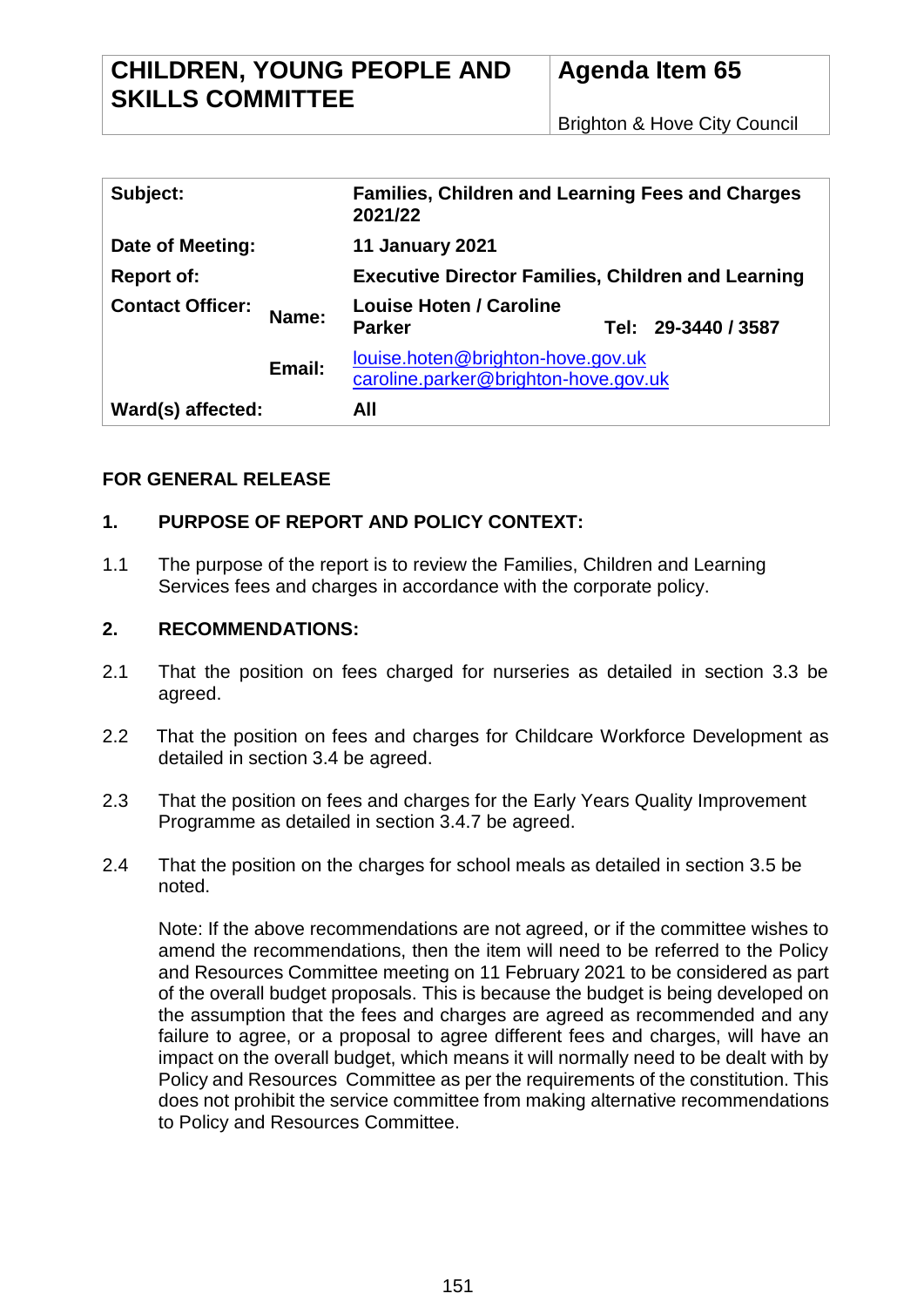| CHILDREN, YOUNG PEOPLE AND SKILLS COMMITTEE | Agenda Item 65 |
|---|---|
| | Brighton & Hove City Council |

| | | | |
|---|---|---|---|
| **Subject:** | | **Families, Children and Learning Fees and Charges 2021/22** | |
| **Date of Meeting:** | | **11 January 2021** | |
| **Report of:** | | **Executive Director Families, Children and Learning** | |
| **Contact Officer:** | **Name:** | **Louise Hoten / Caroline Parker** | **Tel: 29-3440 / 3587** |
| | **Email:** | louise.hoten@brighton-hove.gov.uk caroline.parker@brighton-hove.gov.uk | |
| **Ward(s) affected:** | | **All** | |

**FOR GENERAL RELEASE**

## 1. PURPOSE OF REPORT AND POLICY CONTEXT:

1.1 The purpose of the report is to review the Families, Children and Learning Services fees and charges in accordance with the corporate policy.

## 2. RECOMMENDATIONS:

2.1 That the position on fees charged for nurseries as detailed in section 3.3 be agreed.

2.2 That the position on fees and charges for Childcare Workforce Development as detailed in section 3.4 be agreed.

2.3 That the position on fees and charges for the Early Years Quality Improvement Programme as detailed in section 3.4.7 be agreed.

2.4 That the position on the charges for school meals as detailed in section 3.5 be noted.

Note: If the above recommendations are not agreed, or if the committee wishes to amend the recommendations, then the item will need to be referred to the Policy and Resources Committee meeting on 11 February 2021 to be considered as part of the overall budget proposals. This is because the budget is being developed on the assumption that the fees and charges are agreed as recommended and any failure to agree, or a proposal to agree different fees and charges, will have an impact on the overall budget, which means it will normally need to be dealt with by Policy and Resources Committee as per the requirements of the constitution. This does not prohibit the service committee from making alternative recommendations to Policy and Resources Committee.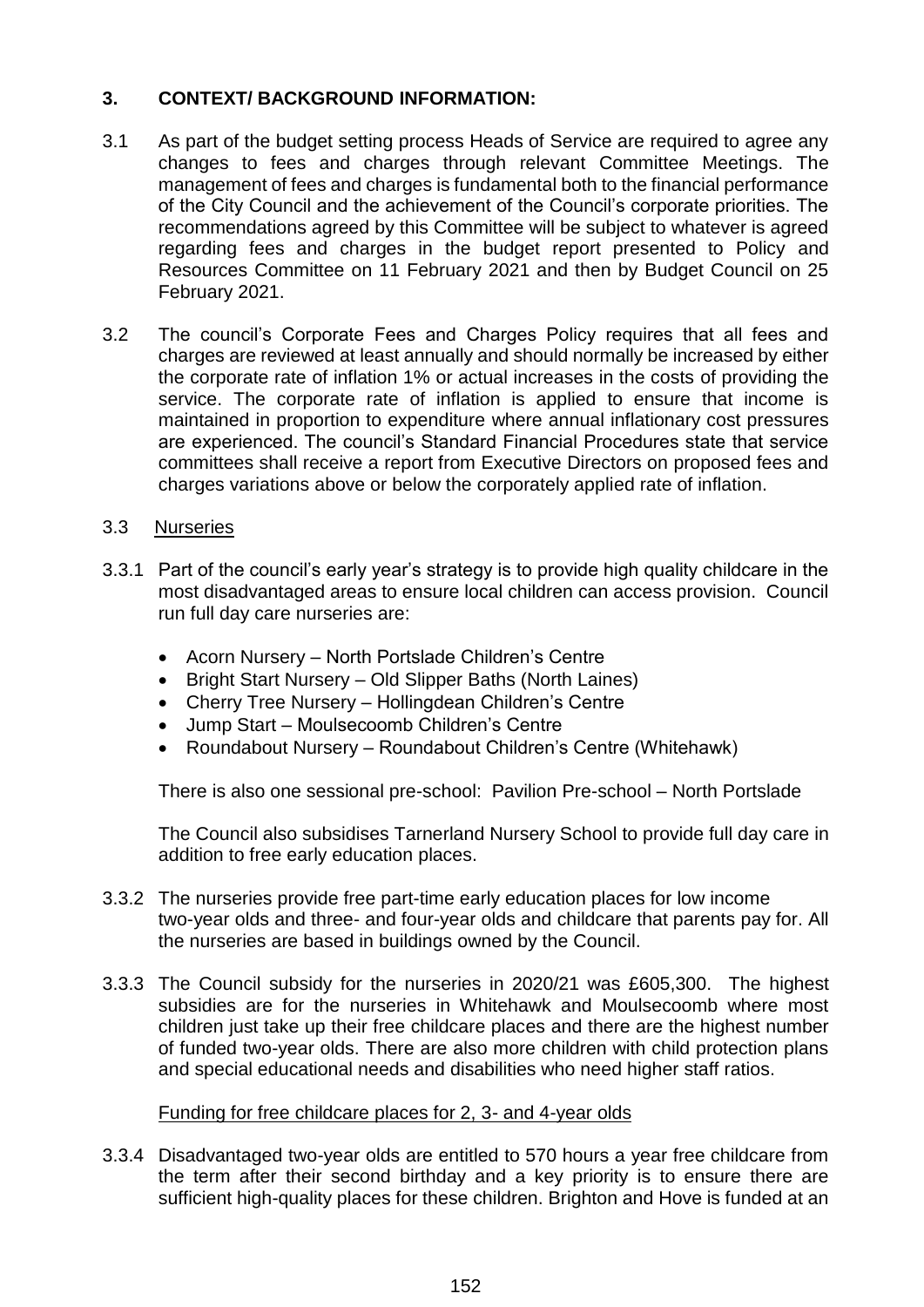## 3. CONTEXT/ BACKGROUND INFORMATION:

3.1 As part of the budget setting process Heads of Service are required to agree any changes to fees and charges through relevant Committee Meetings. The management of fees and charges is fundamental both to the financial performance of the City Council and the achievement of the Council's corporate priorities. The recommendations agreed by this Committee will be subject to whatever is agreed regarding fees and charges in the budget report presented to Policy and Resources Committee on 11 February 2021 and then by Budget Council on 25 February 2021.

3.2 The council's Corporate Fees and Charges Policy requires that all fees and charges are reviewed at least annually and should normally be increased by either the corporate rate of inflation 1% or actual increases in the costs of providing the service. The corporate rate of inflation is applied to ensure that income is maintained in proportion to expenditure where annual inflationary cost pressures are experienced. The council's Standard Financial Procedures state that service committees shall receive a report from Executive Directors on proposed fees and charges variations above or below the corporately applied rate of inflation.

3.3 Nurseries

3.3.1 Part of the council's early year's strategy is to provide high quality childcare in the most disadvantaged areas to ensure local children can access provision. Council run full day care nurseries are:

- Acorn Nursery – North Portslade Children's Centre
- Bright Start Nursery – Old Slipper Baths (North Laines)
- Cherry Tree Nursery – Hollingdean Children's Centre
- Jump Start – Moulsecoomb Children's Centre
- Roundabout Nursery – Roundabout Children's Centre (Whitehawk)

There is also one sessional pre-school: Pavilion Pre-school – North Portslade

The Council also subsidises Tarnerland Nursery School to provide full day care in addition to free early education places.

3.3.2 The nurseries provide free part-time early education places for low income two-year olds and three- and four-year olds and childcare that parents pay for. All the nurseries are based in buildings owned by the Council.

3.3.3 The Council subsidy for the nurseries in 2020/21 was £605,300. The highest subsidies are for the nurseries in Whitehawk and Moulsecoomb where most children just take up their free childcare places and there are the highest number of funded two-year olds. There are also more children with child protection plans and special educational needs and disabilities who need higher staff ratios.

Funding for free childcare places for 2, 3- and 4-year olds

3.3.4 Disadvantaged two-year olds are entitled to 570 hours a year free childcare from the term after their second birthday and a key priority is to ensure there are sufficient high-quality places for these children. Brighton and Hove is funded at an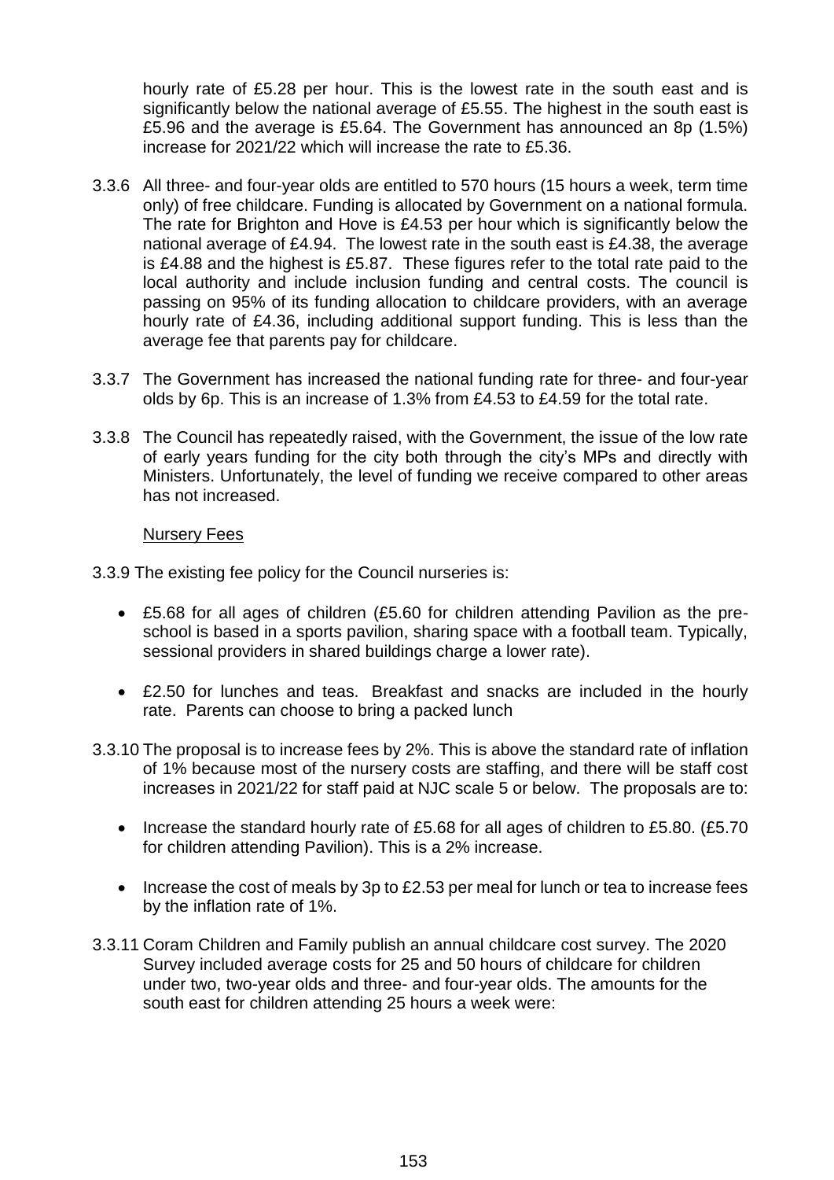hourly rate of £5.28 per hour. This is the lowest rate in the south east and is significantly below the national average of £5.55. The highest in the south east is £5.96 and the average is £5.64. The Government has announced an 8p (1.5%) increase for 2021/22 which will increase the rate to £5.36.

3.3.6 All three- and four-year olds are entitled to 570 hours (15 hours a week, term time only) of free childcare. Funding is allocated by Government on a national formula. The rate for Brighton and Hove is £4.53 per hour which is significantly below the national average of £4.94. The lowest rate in the south east is £4.38, the average is £4.88 and the highest is £5.87. These figures refer to the total rate paid to the local authority and include inclusion funding and central costs. The council is passing on 95% of its funding allocation to childcare providers, with an average hourly rate of £4.36, including additional support funding. This is less than the average fee that parents pay for childcare.

3.3.7 The Government has increased the national funding rate for three- and four-year olds by 6p. This is an increase of 1.3% from £4.53 to £4.59 for the total rate.

3.3.8 The Council has repeatedly raised, with the Government, the issue of the low rate of early years funding for the city both through the city's MPs and directly with Ministers. Unfortunately, the level of funding we receive compared to other areas has not increased.

Nursery Fees

3.3.9 The existing fee policy for the Council nurseries is:

- £5.68 for all ages of children (£5.60 for children attending Pavilion as the pre-school is based in a sports pavilion, sharing space with a football team. Typically, sessional providers in shared buildings charge a lower rate).
- £2.50 for lunches and teas. Breakfast and snacks are included in the hourly rate. Parents can choose to bring a packed lunch

3.3.10 The proposal is to increase fees by 2%. This is above the standard rate of inflation of 1% because most of the nursery costs are staffing, and there will be staff cost increases in 2021/22 for staff paid at NJC scale 5 or below. The proposals are to:

- Increase the standard hourly rate of £5.68 for all ages of children to £5.80. (£5.70 for children attending Pavilion). This is a 2% increase.
- Increase the cost of meals by 3p to £2.53 per meal for lunch or tea to increase fees by the inflation rate of 1%.

3.3.11 Coram Children and Family publish an annual childcare cost survey. The 2020 Survey included average costs for 25 and 50 hours of childcare for children under two, two-year olds and three- and four-year olds. The amounts for the south east for children attending 25 hours a week were: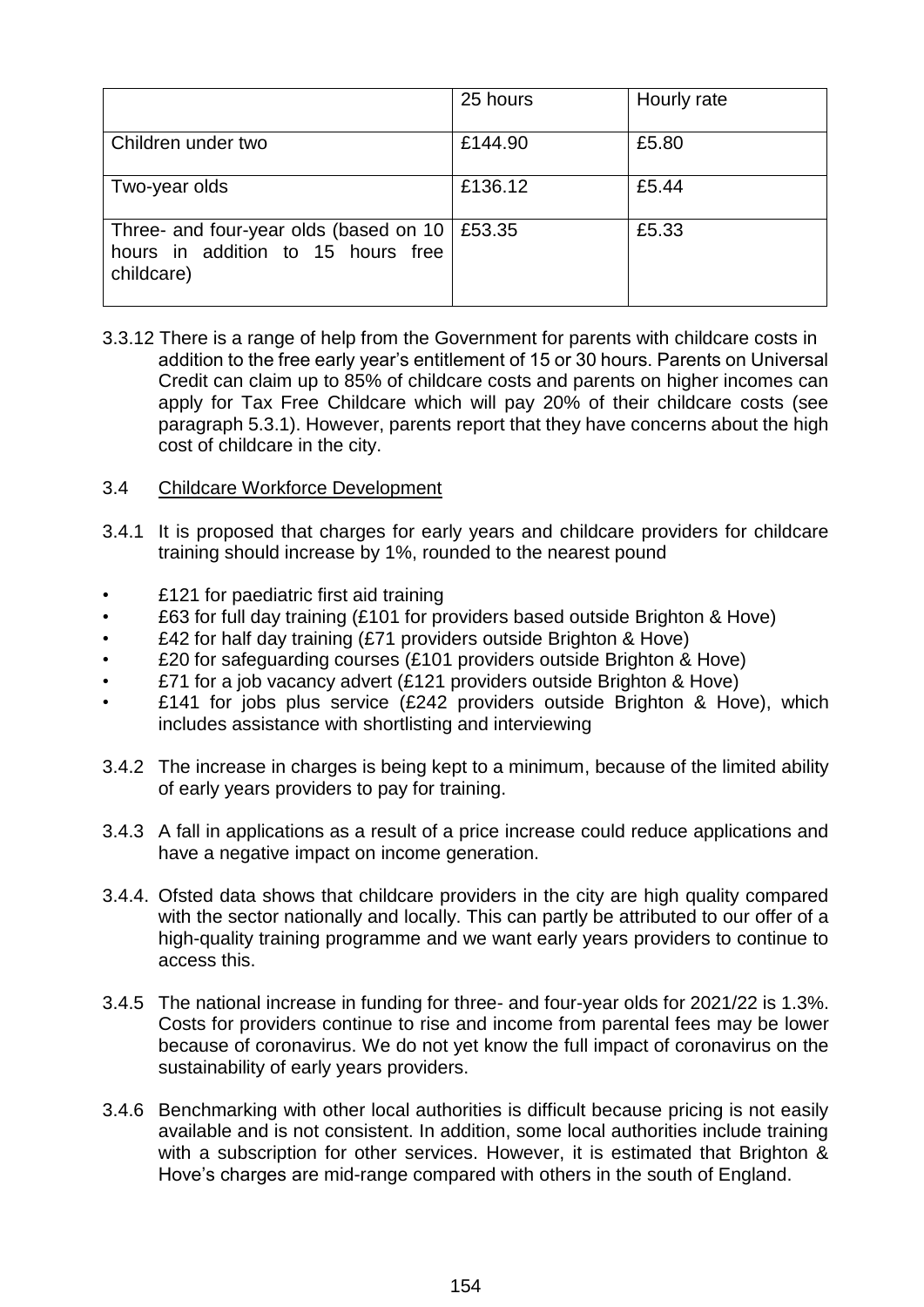|  | 25 hours | Hourly rate |
| --- | --- | --- |
| Children under two | £144.90 | £5.80 |
| Two-year olds | £136.12 | £5.44 |
| Three- and four-year olds (based on 10 hours in addition to 15 hours free childcare) | £53.35 | £5.33 |

3.3.12 There is a range of help from the Government for parents with childcare costs in addition to the free early year's entitlement of 15 or 30 hours. Parents on Universal Credit can claim up to 85% of childcare costs and parents on higher incomes can apply for Tax Free Childcare which will pay 20% of their childcare costs (see paragraph 5.3.1). However, parents report that they have concerns about the high cost of childcare in the city.

3.4 Childcare Workforce Development

3.4.1 It is proposed that charges for early years and childcare providers for childcare training should increase by 1%, rounded to the nearest pound

- £121 for paediatric first aid training
- £63 for full day training (£101 for providers based outside Brighton & Hove)
- £42 for half day training (£71 providers outside Brighton & Hove)
- £20 for safeguarding courses (£101 providers outside Brighton & Hove)
- £71 for a job vacancy advert (£121 providers outside Brighton & Hove)
- £141 for jobs plus service (£242 providers outside Brighton & Hove), which includes assistance with shortlisting and interviewing

3.4.2 The increase in charges is being kept to a minimum, because of the limited ability of early years providers to pay for training.

3.4.3 A fall in applications as a result of a price increase could reduce applications and have a negative impact on income generation.

3.4.4. Ofsted data shows that childcare providers in the city are high quality compared with the sector nationally and locally. This can partly be attributed to our offer of a high-quality training programme and we want early years providers to continue to access this.

3.4.5 The national increase in funding for three- and four-year olds for 2021/22 is 1.3%. Costs for providers continue to rise and income from parental fees may be lower because of coronavirus. We do not yet know the full impact of coronavirus on the sustainability of early years providers.

3.4.6 Benchmarking with other local authorities is difficult because pricing is not easily available and is not consistent. In addition, some local authorities include training with a subscription for other services. However, it is estimated that Brighton & Hove's charges are mid-range compared with others in the south of England.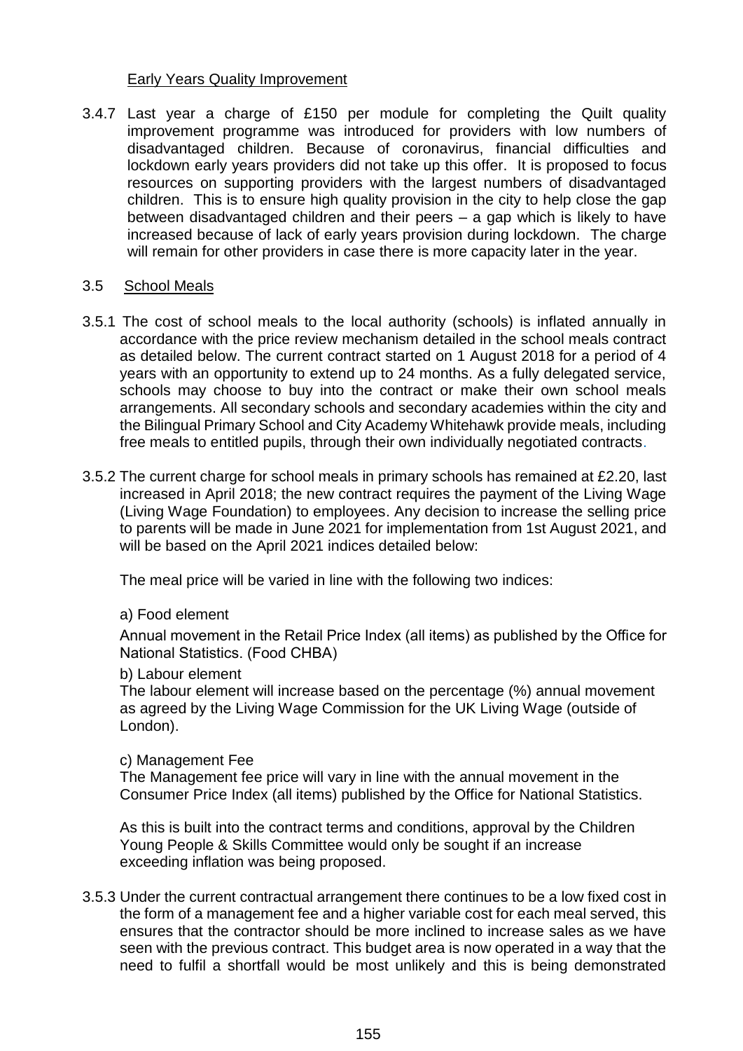Early Years Quality Improvement

3.4.7 Last year a charge of £150 per module for completing the Quilt quality improvement programme was introduced for providers with low numbers of disadvantaged children. Because of coronavirus, financial difficulties and lockdown early years providers did not take up this offer. It is proposed to focus resources on supporting providers with the largest numbers of disadvantaged children. This is to ensure high quality provision in the city to help close the gap between disadvantaged children and their peers – a gap which is likely to have increased because of lack of early years provision during lockdown. The charge will remain for other providers in case there is more capacity later in the year.

3.5 School Meals

3.5.1 The cost of school meals to the local authority (schools) is inflated annually in accordance with the price review mechanism detailed in the school meals contract as detailed below. The current contract started on 1 August 2018 for a period of 4 years with an opportunity to extend up to 24 months. As a fully delegated service, schools may choose to buy into the contract or make their own school meals arrangements. All secondary schools and secondary academies within the city and the Bilingual Primary School and City Academy Whitehawk provide meals, including free meals to entitled pupils, through their own individually negotiated contracts.

3.5.2 The current charge for school meals in primary schools has remained at £2.20, last increased in April 2018; the new contract requires the payment of the Living Wage (Living Wage Foundation) to employees. Any decision to increase the selling price to parents will be made in June 2021 for implementation from 1st August 2021, and will be based on the April 2021 indices detailed below:

The meal price will be varied in line with the following two indices:

a) Food element

Annual movement in the Retail Price Index (all items) as published by the Office for National Statistics. (Food CHBA)

b) Labour element

The labour element will increase based on the percentage (%) annual movement as agreed by the Living Wage Commission for the UK Living Wage (outside of London).

c) Management Fee

The Management fee price will vary in line with the annual movement in the Consumer Price Index (all items) published by the Office for National Statistics.

As this is built into the contract terms and conditions, approval by the Children Young People & Skills Committee would only be sought if an increase exceeding inflation was being proposed.

3.5.3 Under the current contractual arrangement there continues to be a low fixed cost in the form of a management fee and a higher variable cost for each meal served, this ensures that the contractor should be more inclined to increase sales as we have seen with the previous contract. This budget area is now operated in a way that the need to fulfil a shortfall would be most unlikely and this is being demonstrated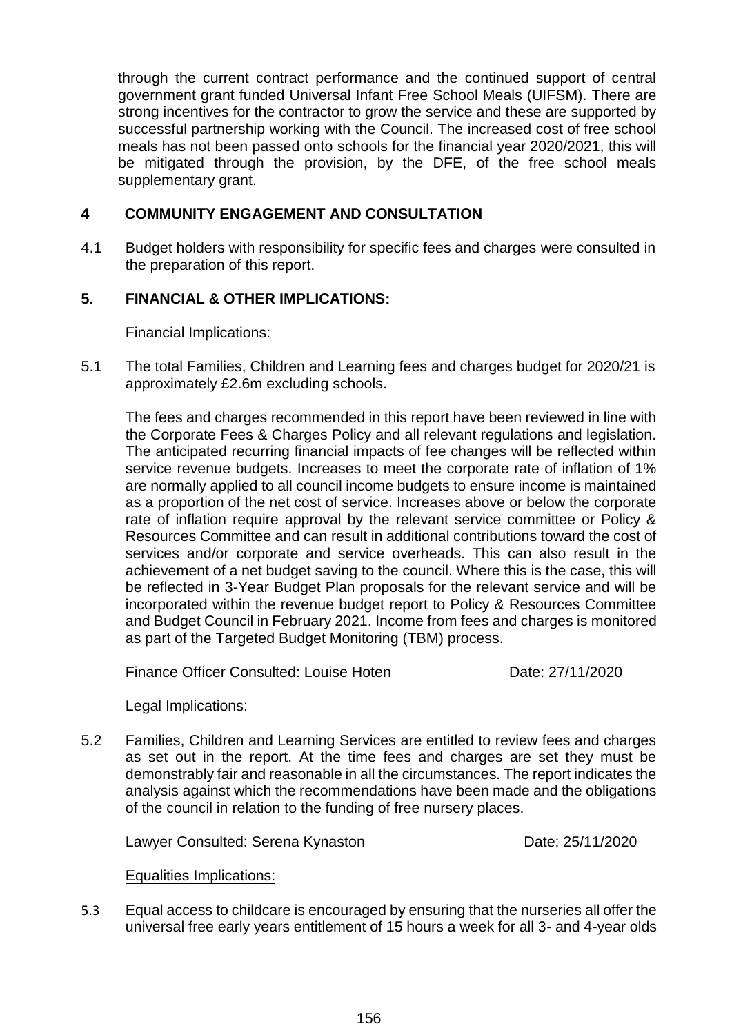through the current contract performance and the continued support of central government grant funded Universal Infant Free School Meals (UIFSM). There are strong incentives for the contractor to grow the service and these are supported by successful partnership working with the Council. The increased cost of free school meals has not been passed onto schools for the financial year 2020/2021, this will be mitigated through the provision, by the DFE, of the free school meals supplementary grant.

## 4 COMMUNITY ENGAGEMENT AND CONSULTATION

4.1 Budget holders with responsibility for specific fees and charges were consulted in the preparation of this report.

## 5. FINANCIAL & OTHER IMPLICATIONS:

Financial Implications:

5.1 The total Families, Children and Learning fees and charges budget for 2020/21 is approximately £2.6m excluding schools.

The fees and charges recommended in this report have been reviewed in line with the Corporate Fees & Charges Policy and all relevant regulations and legislation. The anticipated recurring financial impacts of fee changes will be reflected within service revenue budgets. Increases to meet the corporate rate of inflation of 1% are normally applied to all council income budgets to ensure income is maintained as a proportion of the net cost of service. Increases above or below the corporate rate of inflation require approval by the relevant service committee or Policy & Resources Committee and can result in additional contributions toward the cost of services and/or corporate and service overheads. This can also result in the achievement of a net budget saving to the council. Where this is the case, this will be reflected in 3-Year Budget Plan proposals for the relevant service and will be incorporated within the revenue budget report to Policy & Resources Committee and Budget Council in February 2021. Income from fees and charges is monitored as part of the Targeted Budget Monitoring (TBM) process.

Finance Officer Consulted: Louise Hoten Date: 27/11/2020

Legal Implications:

5.2 Families, Children and Learning Services are entitled to review fees and charges as set out in the report. At the time fees and charges are set they must be demonstrably fair and reasonable in all the circumstances. The report indicates the analysis against which the recommendations have been made and the obligations of the council in relation to the funding of free nursery places.

Lawyer Consulted: Serena Kynaston Date: 25/11/2020

Equalities Implications:

5.3 Equal access to childcare is encouraged by ensuring that the nurseries all offer the universal free early years entitlement of 15 hours a week for all 3- and 4-year olds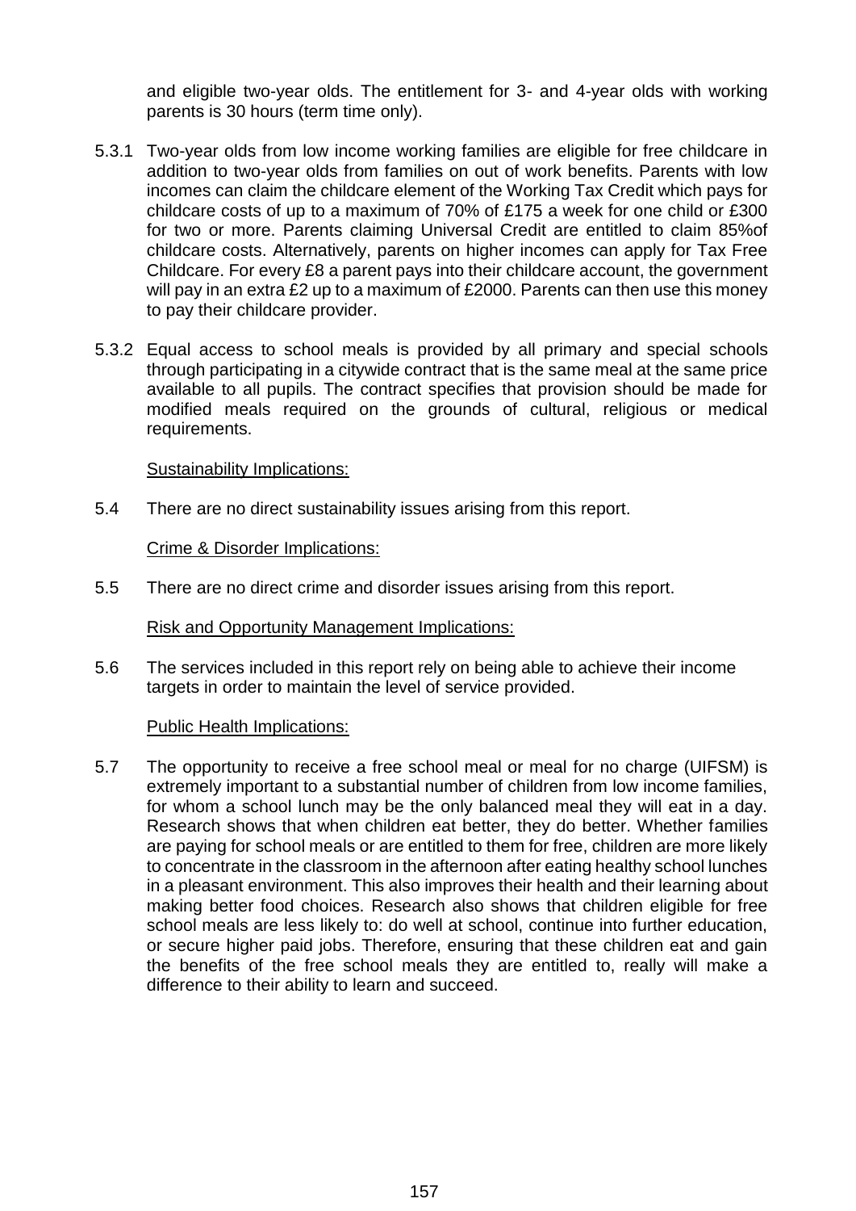and eligible two-year olds. The entitlement for 3- and 4-year olds with working parents is 30 hours (term time only).

5.3.1 Two-year olds from low income working families are eligible for free childcare in addition to two-year olds from families on out of work benefits. Parents with low incomes can claim the childcare element of the Working Tax Credit which pays for childcare costs of up to a maximum of 70% of £175 a week for one child or £300 for two or more. Parents claiming Universal Credit are entitled to claim 85%of childcare costs. Alternatively, parents on higher incomes can apply for Tax Free Childcare. For every £8 a parent pays into their childcare account, the government will pay in an extra £2 up to a maximum of £2000. Parents can then use this money to pay their childcare provider.

5.3.2 Equal access to school meals is provided by all primary and special schools through participating in a citywide contract that is the same meal at the same price available to all pupils. The contract specifies that provision should be made for modified meals required on the grounds of cultural, religious or medical requirements.

<u>Sustainability Implications:</u>

5.4 There are no direct sustainability issues arising from this report.

<u>Crime & Disorder Implications:</u>

5.5 There are no direct crime and disorder issues arising from this report.

<u>Risk and Opportunity Management Implications:</u>

5.6 The services included in this report rely on being able to achieve their income targets in order to maintain the level of service provided.

<u>Public Health Implications:</u>

5.7 The opportunity to receive a free school meal or meal for no charge (UIFSM) is extremely important to a substantial number of children from low income families, for whom a school lunch may be the only balanced meal they will eat in a day. Research shows that when children eat better, they do better. Whether families are paying for school meals or are entitled to them for free, children are more likely to concentrate in the classroom in the afternoon after eating healthy school lunches in a pleasant environment. This also improves their health and their learning about making better food choices. Research also shows that children eligible for free school meals are less likely to: do well at school, continue into further education, or secure higher paid jobs. Therefore, ensuring that these children eat and gain the benefits of the free school meals they are entitled to, really will make a difference to their ability to learn and succeed.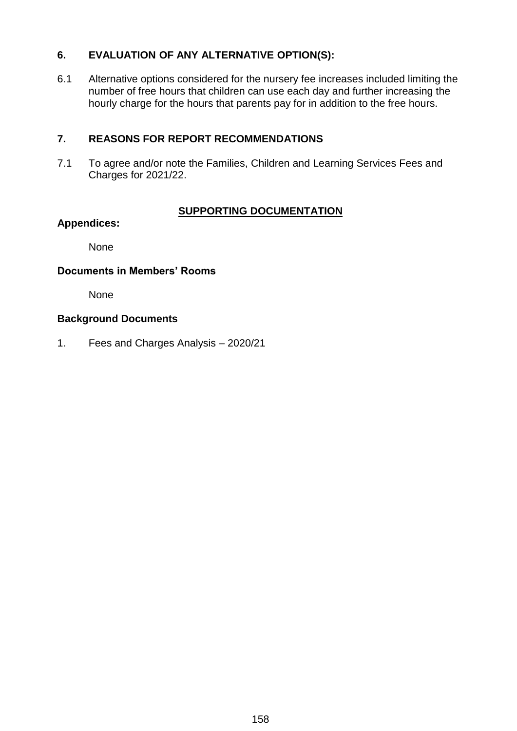## 6. EVALUATION OF ANY ALTERNATIVE OPTION(S):

6.1 Alternative options considered for the nursery fee increases included limiting the number of free hours that children can use each day and further increasing the hourly charge for the hours that parents pay for in addition to the free hours.

## 7. REASONS FOR REPORT RECOMMENDATIONS

7.1 To agree and/or note the Families, Children and Learning Services Fees and Charges for 2021/22.

**SUPPORTING DOCUMENTATION**

**Appendices:**

None

**Documents in Members' Rooms**

None

**Background Documents**

1. Fees and Charges Analysis – 2020/21